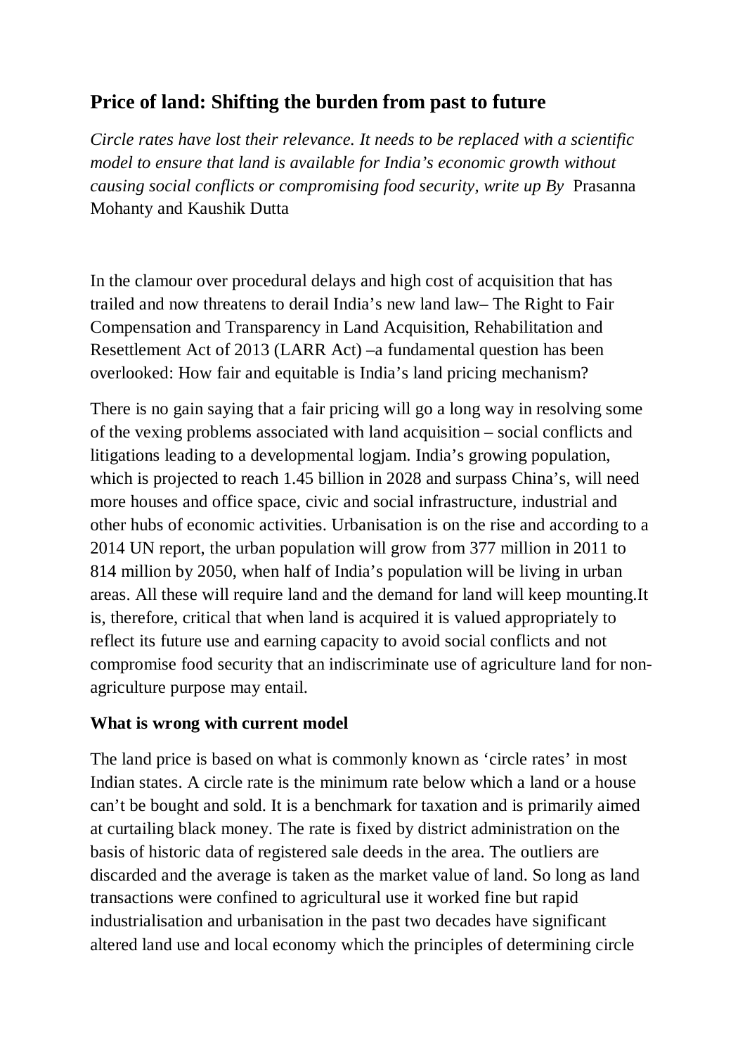## Price of land: Shifting the burden from past to future

*Circle rates have lost their relevance. It needs to be replaced with a scientific model to ensure that land is available for India's economic growth without causing social conflicts or compromising food security, write up By* Prasanna Mohanty and Kaushik Dutta

In the clamour over procedural delays and high cost of acquisition that has trailed and now threatens to derail India's new land law– The Right to Fair Compensation and Transparency in Land Acquisition, Rehabilitation and Resettlement Act of 2013 (LARR Act) –a fundamental question has been overlooked: How fair and equitable is India's land pricing mechanism?

There is no gain saying that a fair pricing will go a long way in resolving some of the vexing problems associated with land acquisition – social conflicts and litigations leading to a developmental logjam. India's growing population, which is projected to reach 1.45 billion in 2028 and surpass China's, will need more houses and office space, civic and social infrastructure, industrial and other hubs of economic activities. Urbanisation is on the rise and according to a 2014 UN report, the urban population will grow from 377 million in 2011 to 814 million by 2050, when half of India's population will be living in urban areas. All these will require land and the demand for land will keep mounting.It is, therefore, critical that when land is acquired it is valued appropriately to reflect its future use and earning capacity to avoid social conflicts and not compromise food security that an indiscriminate use of agriculture land for non-agriculture purpose may entail.

**What is wrong with current model**

The land price is based on what is commonly known as 'circle rates' in most Indian states. A circle rate is the minimum rate below which a land or a house can't be bought and sold. It is a benchmark for taxation and is primarily aimed at curtailing black money. The rate is fixed by district administration on the basis of historic data of registered sale deeds in the area. The outliers are discarded and the average is taken as the market value of land. So long as land transactions were confined to agricultural use it worked fine but rapid industrialisation and urbanisation in the past two decades have significant altered land use and local economy which the principles of determining circle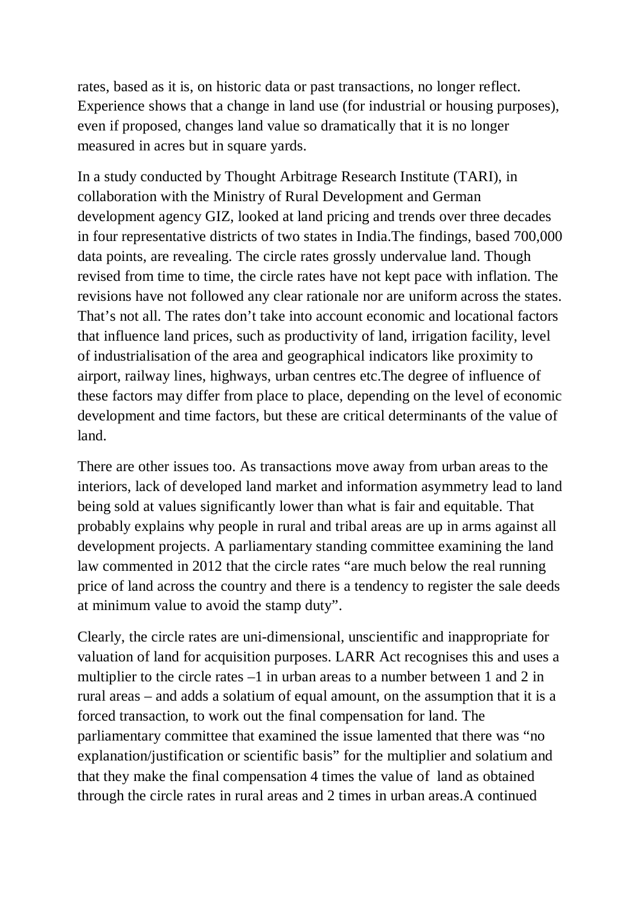rates, based as it is, on historic data or past transactions, no longer reflect. Experience shows that a change in land use (for industrial or housing purposes), even if proposed, changes land value so dramatically that it is no longer measured in acres but in square yards.

In a study conducted by Thought Arbitrage Research Institute (TARI), in collaboration with the Ministry of Rural Development and German development agency GIZ, looked at land pricing and trends over three decades in four representative districts of two states in India.The findings, based 700,000 data points, are revealing. The circle rates grossly undervalue land. Though revised from time to time, the circle rates have not kept pace with inflation. The revisions have not followed any clear rationale nor are uniform across the states. That's not all. The rates don't take into account economic and locational factors that influence land prices, such as productivity of land, irrigation facility, level of industrialisation of the area and geographical indicators like proximity to airport, railway lines, highways, urban centres etc.The degree of influence of these factors may differ from place to place, depending on the level of economic development and time factors, but these are critical determinants of the value of land.

There are other issues too. As transactions move away from urban areas to the interiors, lack of developed land market and information asymmetry lead to land being sold at values significantly lower than what is fair and equitable. That probably explains why people in rural and tribal areas are up in arms against all development projects. A parliamentary standing committee examining the land law commented in 2012 that the circle rates "are much below the real running price of land across the country and there is a tendency to register the sale deeds at minimum value to avoid the stamp duty".

Clearly, the circle rates are uni-dimensional, unscientific and inappropriate for valuation of land for acquisition purposes. LARR Act recognises this and uses a multiplier to the circle rates –1 in urban areas to a number between 1 and 2 in rural areas – and adds a solatium of equal amount, on the assumption that it is a forced transaction, to work out the final compensation for land. The parliamentary committee that examined the issue lamented that there was "no explanation/justification or scientific basis" for the multiplier and solatium and that they make the final compensation 4 times the value of land as obtained through the circle rates in rural areas and 2 times in urban areas.A continued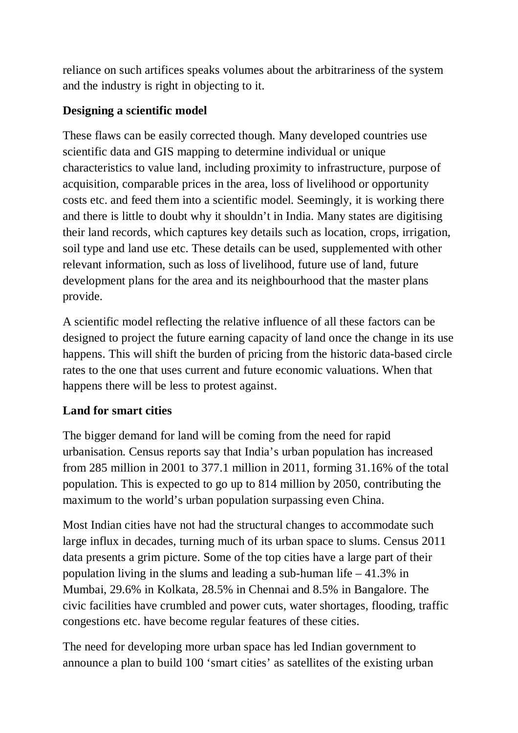reliance on such artifices speaks volumes about the arbitrariness of the system and the industry is right in objecting to it.

**Designing a scientific model**

These flaws can be easily corrected though. Many developed countries use scientific data and GIS mapping to determine individual or unique characteristics to value land, including proximity to infrastructure, purpose of acquisition, comparable prices in the area, loss of livelihood or opportunity costs etc. and feed them into a scientific model. Seemingly, it is working there and there is little to doubt why it shouldn't in India. Many states are digitising their land records, which captures key details such as location, crops, irrigation, soil type and land use etc. These details can be used, supplemented with other relevant information, such as loss of livelihood, future use of land, future development plans for the area and its neighbourhood that the master plans provide.

A scientific model reflecting the relative influence of all these factors can be designed to project the future earning capacity of land once the change in its use happens. This will shift the burden of pricing from the historic data-based circle rates to the one that uses current and future economic valuations. When that happens there will be less to protest against.

**Land for smart cities**

The bigger demand for land will be coming from the need for rapid urbanisation. Census reports say that India's urban population has increased from 285 million in 2001 to 377.1 million in 2011, forming 31.16% of the total population. This is expected to go up to 814 million by 2050, contributing the maximum to the world's urban population surpassing even China.

Most Indian cities have not had the structural changes to accommodate such large influx in decades, turning much of its urban space to slums. Census 2011 data presents a grim picture. Some of the top cities have a large part of their population living in the slums and leading a sub-human life – 41.3% in Mumbai, 29.6% in Kolkata, 28.5% in Chennai and 8.5% in Bangalore. The civic facilities have crumbled and power cuts, water shortages, flooding, traffic congestions etc. have become regular features of these cities.

The need for developing more urban space has led Indian government to announce a plan to build 100 'smart cities' as satellites of the existing urban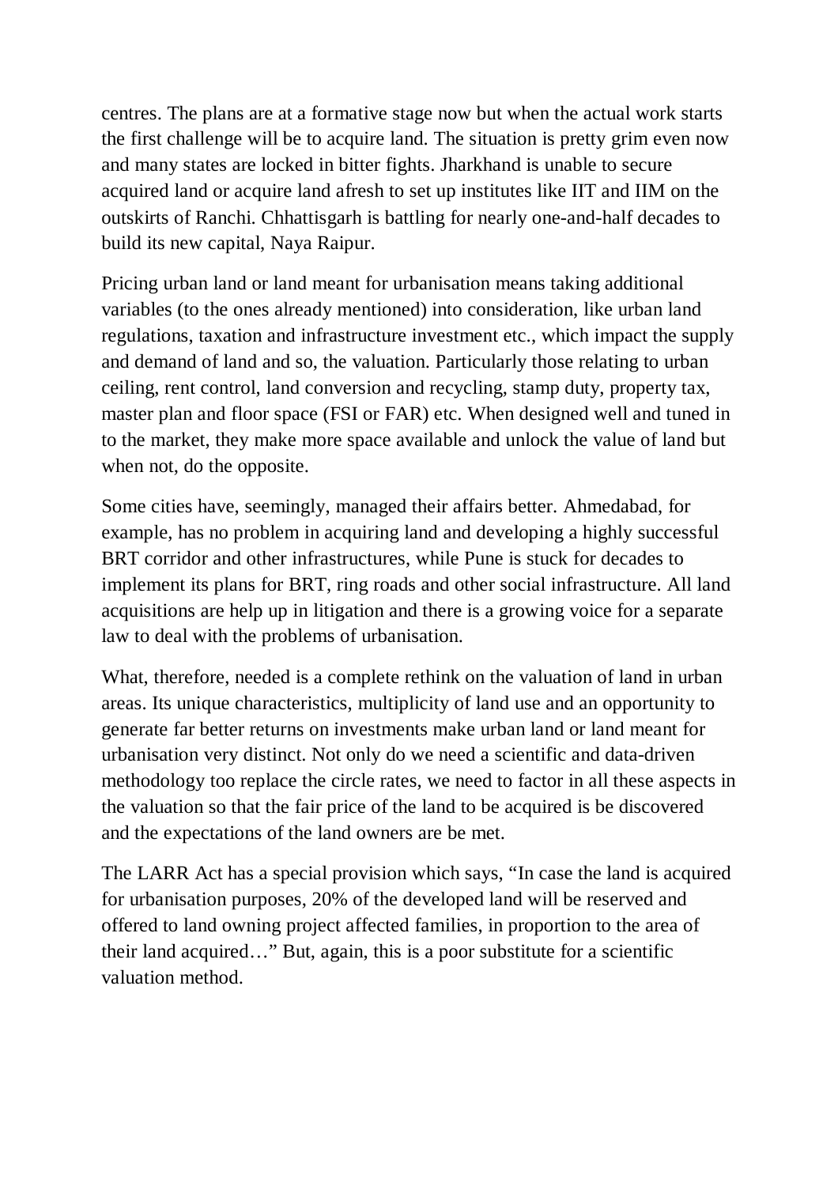centres. The plans are at a formative stage now but when the actual work starts the first challenge will be to acquire land. The situation is pretty grim even now and many states are locked in bitter fights. Jharkhand is unable to secure acquired land or acquire land afresh to set up institutes like IIT and IIM on the outskirts of Ranchi. Chhattisgarh is battling for nearly one-and-half decades to build its new capital, Naya Raipur.

Pricing urban land or land meant for urbanisation means taking additional variables (to the ones already mentioned) into consideration, like urban land regulations, taxation and infrastructure investment etc., which impact the supply and demand of land and so, the valuation. Particularly those relating to urban ceiling, rent control, land conversion and recycling, stamp duty, property tax, master plan and floor space (FSI or FAR) etc. When designed well and tuned in to the market, they make more space available and unlock the value of land but when not, do the opposite.

Some cities have, seemingly, managed their affairs better. Ahmedabad, for example, has no problem in acquiring land and developing a highly successful BRT corridor and other infrastructures, while Pune is stuck for decades to implement its plans for BRT, ring roads and other social infrastructure. All land acquisitions are help up in litigation and there is a growing voice for a separate law to deal with the problems of urbanisation.

What, therefore, needed is a complete rethink on the valuation of land in urban areas. Its unique characteristics, multiplicity of land use and an opportunity to generate far better returns on investments make urban land or land meant for urbanisation very distinct. Not only do we need a scientific and data-driven methodology too replace the circle rates, we need to factor in all these aspects in the valuation so that the fair price of the land to be acquired is be discovered and the expectations of the land owners are be met.

The LARR Act has a special provision which says, "In case the land is acquired for urbanisation purposes, 20% of the developed land will be reserved and offered to land owning project affected families, in proportion to the area of their land acquired…" But, again, this is a poor substitute for a scientific valuation method.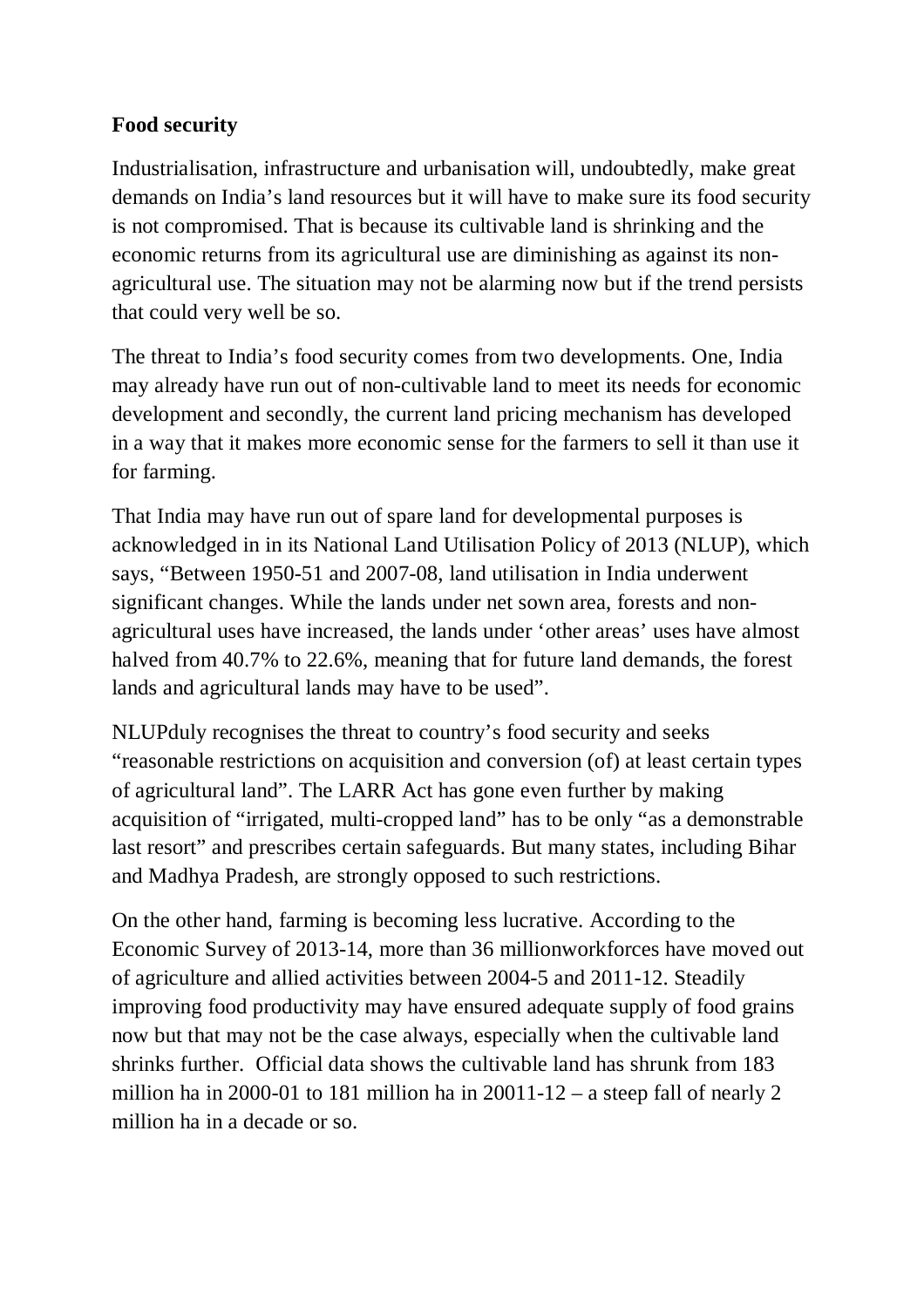**Food security**

Industrialisation, infrastructure and urbanisation will, undoubtedly, make great demands on India's land resources but it will have to make sure its food security is not compromised. That is because its cultivable land is shrinking and the economic returns from its agricultural use are diminishing as against its non-agricultural use. The situation may not be alarming now but if the trend persists that could very well be so.

The threat to India's food security comes from two developments. One, India may already have run out of non-cultivable land to meet its needs for economic development and secondly, the current land pricing mechanism has developed in a way that it makes more economic sense for the farmers to sell it than use it for farming.

That India may have run out of spare land for developmental purposes is acknowledged in in its National Land Utilisation Policy of 2013 (NLUP), which says, "Between 1950-51 and 2007-08, land utilisation in India underwent significant changes. While the lands under net sown area, forests and non-agricultural uses have increased, the lands under 'other areas' uses have almost halved from 40.7% to 22.6%, meaning that for future land demands, the forest lands and agricultural lands may have to be used".

NLUPduly recognises the threat to country's food security and seeks "reasonable restrictions on acquisition and conversion (of) at least certain types of agricultural land". The LARR Act has gone even further by making acquisition of "irrigated, multi-cropped land" has to be only "as a demonstrable last resort" and prescribes certain safeguards. But many states, including Bihar and Madhya Pradesh, are strongly opposed to such restrictions.

On the other hand, farming is becoming less lucrative. According to the Economic Survey of 2013-14, more than 36 millionworkforces have moved out of agriculture and allied activities between 2004-5 and 2011-12. Steadily improving food productivity may have ensured adequate supply of food grains now but that may not be the case always, especially when the cultivable land shrinks further.  Official data shows the cultivable land has shrunk from 183 million ha in 2000-01 to 181 million ha in 20011-12 – a steep fall of nearly 2 million ha in a decade or so.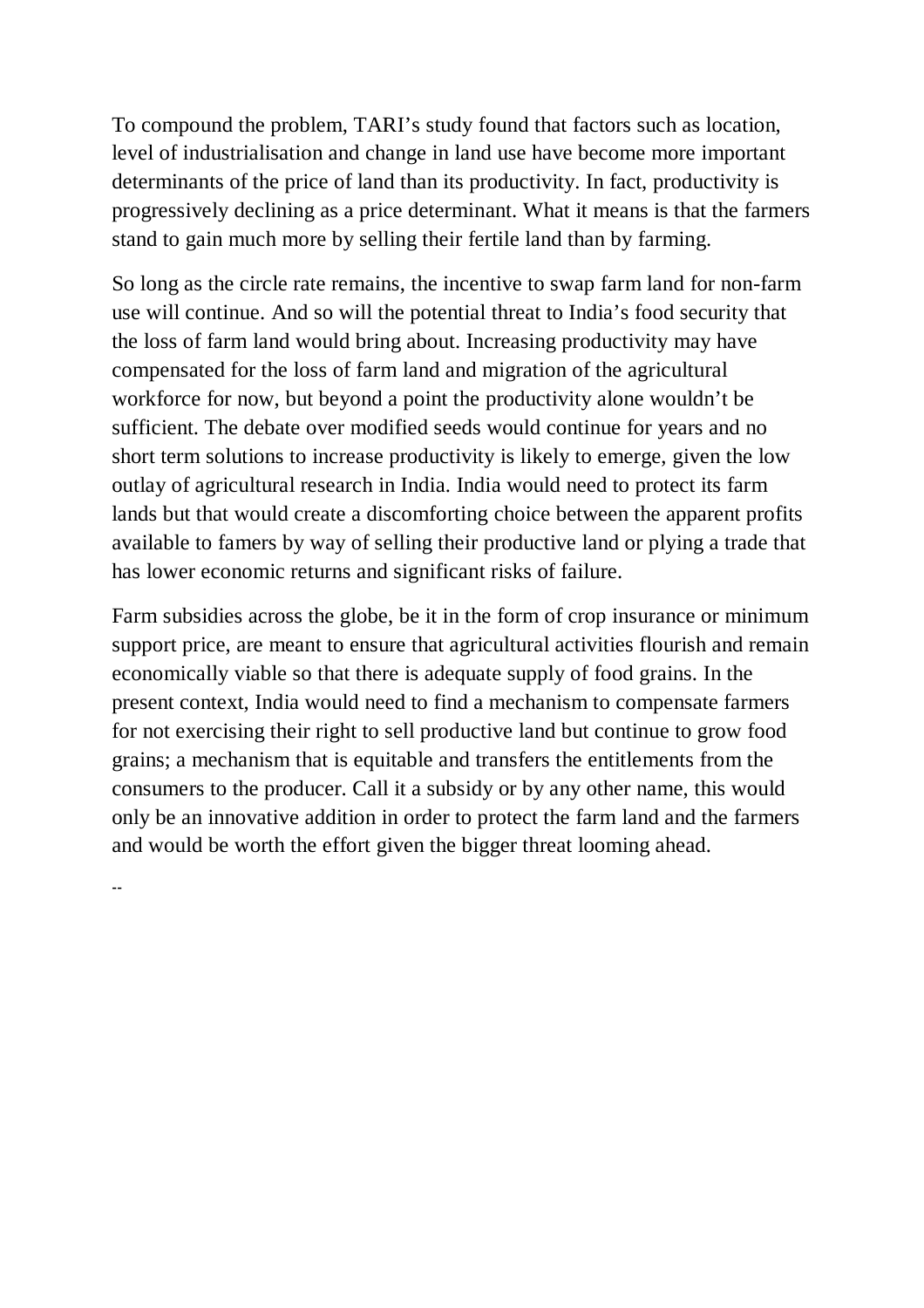To compound the problem, TARI's study found that factors such as location, level of industrialisation and change in land use have become more important determinants of the price of land than its productivity. In fact, productivity is progressively declining as a price determinant. What it means is that the farmers stand to gain much more by selling their fertile land than by farming.

So long as the circle rate remains, the incentive to swap farm land for non-farm use will continue. And so will the potential threat to India's food security that the loss of farm land would bring about. Increasing productivity may have compensated for the loss of farm land and migration of the agricultural workforce for now, but beyond a point the productivity alone wouldn't be sufficient. The debate over modified seeds would continue for years and no short term solutions to increase productivity is likely to emerge, given the low outlay of agricultural research in India. India would need to protect its farm lands but that would create a discomforting choice between the apparent profits available to famers by way of selling their productive land or plying a trade that has lower economic returns and significant risks of failure.

Farm subsidies across the globe, be it in the form of crop insurance or minimum support price, are meant to ensure that agricultural activities flourish and remain economically viable so that there is adequate supply of food grains. In the present context, India would need to find a mechanism to compensate farmers for not exercising their right to sell productive land but continue to grow food grains; a mechanism that is equitable and transfers the entitlements from the consumers to the producer. Call it a subsidy or by any other name, this would only be an innovative addition in order to protect the farm land and the farmers and would be worth the effort given the bigger threat looming ahead.

--